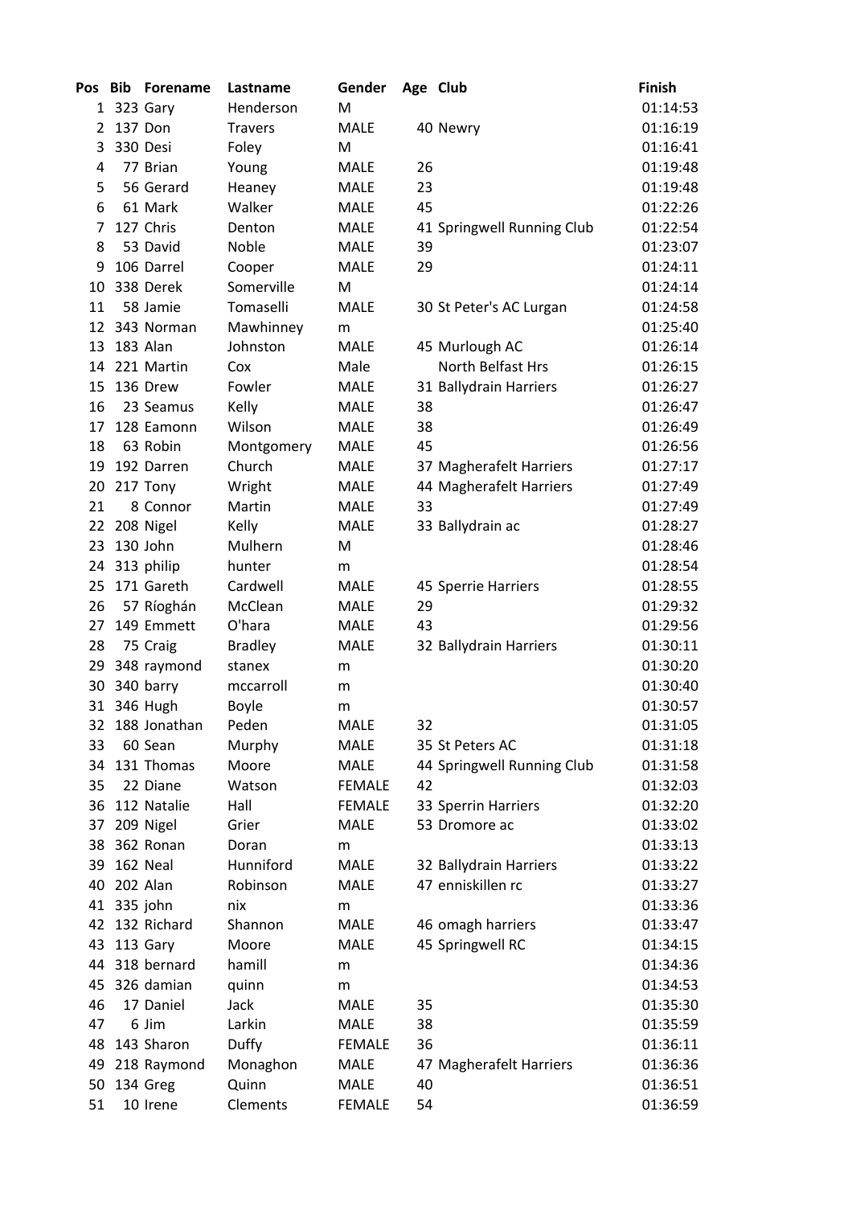| Pos | Bib | Forename | Lastname | Gender | Age | Club | Finish |
|---|---|---|---|---|---|---|---|
| 1 | 323 | Gary | Henderson | M | | | 01:14:53 |
| 2 | 137 | Don | Travers | MALE | 40 | Newry | 01:16:19 |
| 3 | 330 | Desi | Foley | M | | | 01:16:41 |
| 4 | 77 | Brian | Young | MALE | 26 | | 01:19:48 |
| 5 | 56 | Gerard | Heaney | MALE | 23 | | 01:19:48 |
| 6 | 61 | Mark | Walker | MALE | 45 | | 01:22:26 |
| 7 | 127 | Chris | Denton | MALE | 41 | Springwell Running Club | 01:22:54 |
| 8 | 53 | David | Noble | MALE | 39 | | 01:23:07 |
| 9 | 106 | Darrel | Cooper | MALE | 29 | | 01:24:11 |
| 10 | 338 | Derek | Somerville | M | | | 01:24:14 |
| 11 | 58 | Jamie | Tomaselli | MALE | 30 | St Peter's AC Lurgan | 01:24:58 |
| 12 | 343 | Norman | Mawhinney | m | | | 01:25:40 |
| 13 | 183 | Alan | Johnston | MALE | 45 | Murlough AC | 01:26:14 |
| 14 | 221 | Martin | Cox | Male | | North Belfast Hrs | 01:26:15 |
| 15 | 136 | Drew | Fowler | MALE | 31 | Ballydrain Harriers | 01:26:27 |
| 16 | 23 | Seamus | Kelly | MALE | 38 | | 01:26:47 |
| 17 | 128 | Eamonn | Wilson | MALE | 38 | | 01:26:49 |
| 18 | 63 | Robin | Montgomery | MALE | 45 | | 01:26:56 |
| 19 | 192 | Darren | Church | MALE | 37 | Magherafelt Harriers | 01:27:17 |
| 20 | 217 | Tony | Wright | MALE | 44 | Magherafelt Harriers | 01:27:49 |
| 21 | 8 | Connor | Martin | MALE | 33 | | 01:27:49 |
| 22 | 208 | Nigel | Kelly | MALE | 33 | Ballydrain ac | 01:28:27 |
| 23 | 130 | John | Mulhern | M | | | 01:28:46 |
| 24 | 313 | philip | hunter | m | | | 01:28:54 |
| 25 | 171 | Gareth | Cardwell | MALE | 45 | Sperrie Harriers | 01:28:55 |
| 26 | 57 | Ríoghán | McClean | MALE | 29 | | 01:29:32 |
| 27 | 149 | Emmett | O'hara | MALE | 43 | | 01:29:56 |
| 28 | 75 | Craig | Bradley | MALE | 32 | Ballydrain Harriers | 01:30:11 |
| 29 | 348 | raymond | stanex | m | | | 01:30:20 |
| 30 | 340 | barry | mccarroll | m | | | 01:30:40 |
| 31 | 346 | Hugh | Boyle | m | | | 01:30:57 |
| 32 | 188 | Jonathan | Peden | MALE | 32 | | 01:31:05 |
| 33 | 60 | Sean | Murphy | MALE | 35 | St Peters AC | 01:31:18 |
| 34 | 131 | Thomas | Moore | MALE | 44 | Springwell Running Club | 01:31:58 |
| 35 | 22 | Diane | Watson | FEMALE | 42 | | 01:32:03 |
| 36 | 112 | Natalie | Hall | FEMALE | 33 | Sperrin Harriers | 01:32:20 |
| 37 | 209 | Nigel | Grier | MALE | 53 | Dromore ac | 01:33:02 |
| 38 | 362 | Ronan | Doran | m | | | 01:33:13 |
| 39 | 162 | Neal | Hunniford | MALE | 32 | Ballydrain Harriers | 01:33:22 |
| 40 | 202 | Alan | Robinson | MALE | 47 | enniskillen rc | 01:33:27 |
| 41 | 335 | john | nix | m | | | 01:33:36 |
| 42 | 132 | Richard | Shannon | MALE | 46 | omagh harriers | 01:33:47 |
| 43 | 113 | Gary | Moore | MALE | 45 | Springwell RC | 01:34:15 |
| 44 | 318 | bernard | hamill | m | | | 01:34:36 |
| 45 | 326 | damian | quinn | m | | | 01:34:53 |
| 46 | 17 | Daniel | Jack | MALE | 35 | | 01:35:30 |
| 47 | 6 | Jim | Larkin | MALE | 38 | | 01:35:59 |
| 48 | 143 | Sharon | Duffy | FEMALE | 36 | | 01:36:11 |
| 49 | 218 | Raymond | Monaghon | MALE | 47 | Magherafelt Harriers | 01:36:36 |
| 50 | 134 | Greg | Quinn | MALE | 40 | | 01:36:51 |
| 51 | 10 | Irene | Clements | FEMALE | 54 | | 01:36:59 |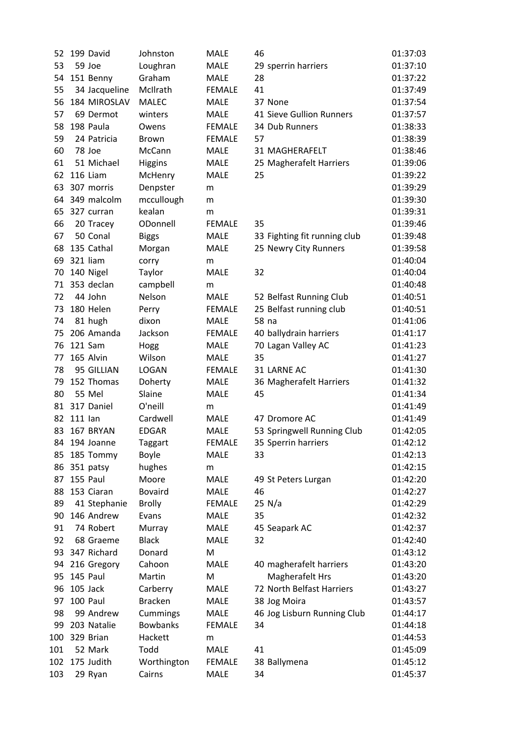| | | | | | | | |
|---|---|---|---|---|---|---|---|
| 52 | 199 | David | Johnston | MALE | 46 | | 01:37:03 |
| 53 | 59 | Joe | Loughran | MALE | 29 | sperrin harriers | 01:37:10 |
| 54 | 151 | Benny | Graham | MALE | 28 | | 01:37:22 |
| 55 | 34 | Jacqueline | McIlrath | FEMALE | 41 | | 01:37:49 |
| 56 | 184 | MIROSLAV | MALEC | MALE | 37 | None | 01:37:54 |
| 57 | 69 | Dermot | winters | MALE | 41 | Sieve Gullion Runners | 01:37:57 |
| 58 | 198 | Paula | Owens | FEMALE | 34 | Dub Runners | 01:38:33 |
| 59 | 24 | Patricia | Brown | FEMALE | 57 | | 01:38:39 |
| 60 | 78 | Joe | McCann | MALE | 31 | MAGHERAFELT | 01:38:46 |
| 61 | 51 | Michael | Higgins | MALE | 25 | Magherafelt Harriers | 01:39:06 |
| 62 | 116 | Liam | McHenry | MALE | 25 | | 01:39:22 |
| 63 | 307 | morris | Denpster | m | | | 01:39:29 |
| 64 | 349 | malcolm | mccullough | m | | | 01:39:30 |
| 65 | 327 | curran | kealan | m | | | 01:39:31 |
| 66 | 20 | Tracey | ODonnell | FEMALE | 35 | | 01:39:46 |
| 67 | 50 | Conal | Biggs | MALE | 33 | Fighting fit running club | 01:39:48 |
| 68 | 135 | Cathal | Morgan | MALE | 25 | Newry City Runners | 01:39:58 |
| 69 | 321 | liam | corry | m | | | 01:40:04 |
| 70 | 140 | Nigel | Taylor | MALE | 32 | | 01:40:04 |
| 71 | 353 | declan | campbell | m | | | 01:40:48 |
| 72 | 44 | John | Nelson | MALE | 52 | Belfast Running Club | 01:40:51 |
| 73 | 180 | Helen | Perry | FEMALE | 25 | Belfast running club | 01:40:51 |
| 74 | 81 | hugh | dixon | MALE | 58 | na | 01:41:06 |
| 75 | 206 | Amanda | Jackson | FEMALE | 40 | ballydrain harriers | 01:41:17 |
| 76 | 121 | Sam | Hogg | MALE | 70 | Lagan Valley AC | 01:41:23 |
| 77 | 165 | Alvin | Wilson | MALE | 35 | | 01:41:27 |
| 78 | 95 | GILLIAN | LOGAN | FEMALE | 31 | LARNE AC | 01:41:30 |
| 79 | 152 | Thomas | Doherty | MALE | 36 | Magherafelt Harriers | 01:41:32 |
| 80 | 55 | Mel | Slaine | MALE | 45 | | 01:41:34 |
| 81 | 317 | Daniel | O'neill | m | | | 01:41:49 |
| 82 | 111 | Ian | Cardwell | MALE | 47 | Dromore AC | 01:41:49 |
| 83 | 167 | BRYAN | EDGAR | MALE | 53 | Springwell Running Club | 01:42:05 |
| 84 | 194 | Joanne | Taggart | FEMALE | 35 | Sperrin harriers | 01:42:12 |
| 85 | 185 | Tommy | Boyle | MALE | 33 | | 01:42:13 |
| 86 | 351 | patsy | hughes | m | | | 01:42:15 |
| 87 | 155 | Paul | Moore | MALE | 49 | St Peters Lurgan | 01:42:20 |
| 88 | 153 | Ciaran | Bovaird | MALE | 46 | | 01:42:27 |
| 89 | 41 | Stephanie | Brolly | FEMALE | 25 | N/a | 01:42:29 |
| 90 | 146 | Andrew | Evans | MALE | 35 | | 01:42:32 |
| 91 | 74 | Robert | Murray | MALE | 45 | Seapark AC | 01:42:37 |
| 92 | 68 | Graeme | Black | MALE | 32 | | 01:42:40 |
| 93 | 347 | Richard | Donard | M | | | 01:43:12 |
| 94 | 216 | Gregory | Cahoon | MALE | 40 | magherafelt harriers | 01:43:20 |
| 95 | 145 | Paul | Martin | M | | Magherafelt Hrs | 01:43:20 |
| 96 | 105 | Jack | Carberry | MALE | 72 | North Belfast Harriers | 01:43:27 |
| 97 | 100 | Paul | Bracken | MALE | 38 | Jog Moira | 01:43:57 |
| 98 | 99 | Andrew | Cummings | MALE | 46 | Jog Lisburn Running Club | 01:44:17 |
| 99 | 203 | Natalie | Bowbanks | FEMALE | 34 | | 01:44:18 |
| 100 | 329 | Brian | Hackett | m | | | 01:44:53 |
| 101 | 52 | Mark | Todd | MALE | 41 | | 01:45:09 |
| 102 | 175 | Judith | Worthington | FEMALE | 38 | Ballymena | 01:45:12 |
| 103 | 29 | Ryan | Cairns | MALE | 34 | | 01:45:37 |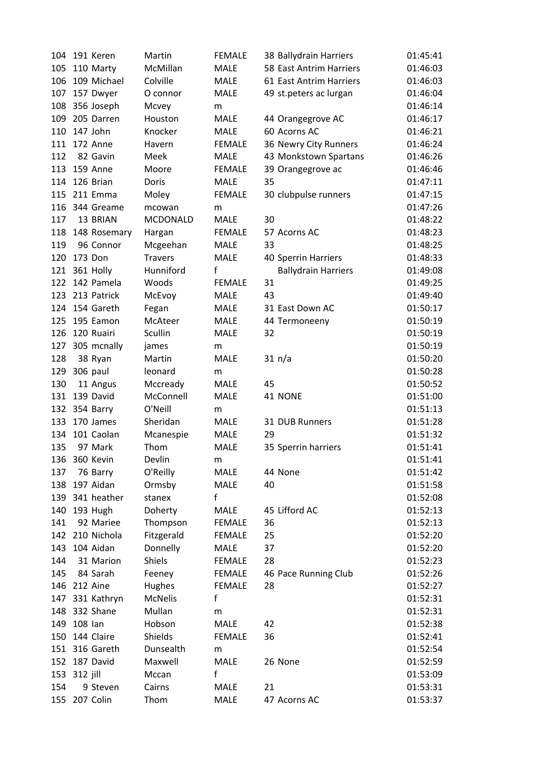| | | | | | | | |
|---|---|---|---|---|---|---|---|
| 104 | 191 | Keren | Martin | FEMALE | 38 | Ballydrain Harriers | 01:45:41 |
| 105 | 110 | Marty | McMillan | MALE | 58 | East Antrim Harriers | 01:46:03 |
| 106 | 109 | Michael | Colville | MALE | 61 | East Antrim Harriers | 01:46:03 |
| 107 | 157 | Dwyer | O connor | MALE | 49 | st.peters ac lurgan | 01:46:04 |
| 108 | 356 | Joseph | Mcvey | m | | | 01:46:14 |
| 109 | 205 | Darren | Houston | MALE | 44 | Orangegrove AC | 01:46:17 |
| 110 | 147 | John | Knocker | MALE | 60 | Acorns AC | 01:46:21 |
| 111 | 172 | Anne | Havern | FEMALE | 36 | Newry City Runners | 01:46:24 |
| 112 | 82 | Gavin | Meek | MALE | 43 | Monkstown Spartans | 01:46:26 |
| 113 | 159 | Anne | Moore | FEMALE | 39 | Orangegrove ac | 01:46:46 |
| 114 | 126 | Brian | Doris | MALE | 35 | | 01:47:11 |
| 115 | 211 | Emma | Moley | FEMALE | 30 | clubpulse runners | 01:47:15 |
| 116 | 344 | Greame | mcowan | m | | | 01:47:26 |
| 117 | 13 | BRIAN | MCDONALD | MALE | 30 | | 01:48:22 |
| 118 | 148 | Rosemary | Hargan | FEMALE | 57 | Acorns AC | 01:48:23 |
| 119 | 96 | Connor | Mcgeehan | MALE | 33 | | 01:48:25 |
| 120 | 173 | Don | Travers | MALE | 40 | Sperrin Harriers | 01:48:33 |
| 121 | 361 | Holly | Hunniford | f | | Ballydrain Harriers | 01:49:08 |
| 122 | 142 | Pamela | Woods | FEMALE | 31 | | 01:49:25 |
| 123 | 213 | Patrick | McEvoy | MALE | 43 | | 01:49:40 |
| 124 | 154 | Gareth | Fegan | MALE | 31 | East Down AC | 01:50:17 |
| 125 | 195 | Eamon | McAteer | MALE | 44 | Termoneeny | 01:50:19 |
| 126 | 120 | Ruairi | Scullin | MALE | 32 | | 01:50:19 |
| 127 | 305 | mcnally | james | m | | | 01:50:19 |
| 128 | 38 | Ryan | Martin | MALE | 31 | n/a | 01:50:20 |
| 129 | 306 | paul | leonard | m | | | 01:50:28 |
| 130 | 11 | Angus | Mccready | MALE | 45 | | 01:50:52 |
| 131 | 139 | David | McConnell | MALE | 41 | NONE | 01:51:00 |
| 132 | 354 | Barry | O'Neill | m | | | 01:51:13 |
| 133 | 170 | James | Sheridan | MALE | 31 | DUB Runners | 01:51:28 |
| 134 | 101 | Caolan | Mcanespie | MALE | 29 | | 01:51:32 |
| 135 | 97 | Mark | Thom | MALE | 35 | Sperrin harriers | 01:51:41 |
| 136 | 360 | Kevin | Devlin | m | | | 01:51:41 |
| 137 | 76 | Barry | O'Reilly | MALE | 44 | None | 01:51:42 |
| 138 | 197 | Aidan | Ormsby | MALE | 40 | | 01:51:58 |
| 139 | 341 | heather | stanex | f | | | 01:52:08 |
| 140 | 193 | Hugh | Doherty | MALE | 45 | Lifford AC | 01:52:13 |
| 141 | 92 | Mariee | Thompson | FEMALE | 36 | | 01:52:13 |
| 142 | 210 | Nichola | Fitzgerald | FEMALE | 25 | | 01:52:20 |
| 143 | 104 | Aidan | Donnelly | MALE | 37 | | 01:52:20 |
| 144 | 31 | Marion | Shiels | FEMALE | 28 | | 01:52:23 |
| 145 | 84 | Sarah | Feeney | FEMALE | 46 | Pace Running Club | 01:52:26 |
| 146 | 212 | Aine | Hughes | FEMALE | 28 | | 01:52:27 |
| 147 | 331 | Kathryn | McNelis | f | | | 01:52:31 |
| 148 | 332 | Shane | Mullan | m | | | 01:52:31 |
| 149 | 108 | Ian | Hobson | MALE | 42 | | 01:52:38 |
| 150 | 144 | Claire | Shields | FEMALE | 36 | | 01:52:41 |
| 151 | 316 | Gareth | Dunsealth | m | | | 01:52:54 |
| 152 | 187 | David | Maxwell | MALE | 26 | None | 01:52:59 |
| 153 | 312 | jill | Mccan | f | | | 01:53:09 |
| 154 | 9 | Steven | Cairns | MALE | 21 | | 01:53:31 |
| 155 | 207 | Colin | Thom | MALE | 47 | Acorns AC | 01:53:37 |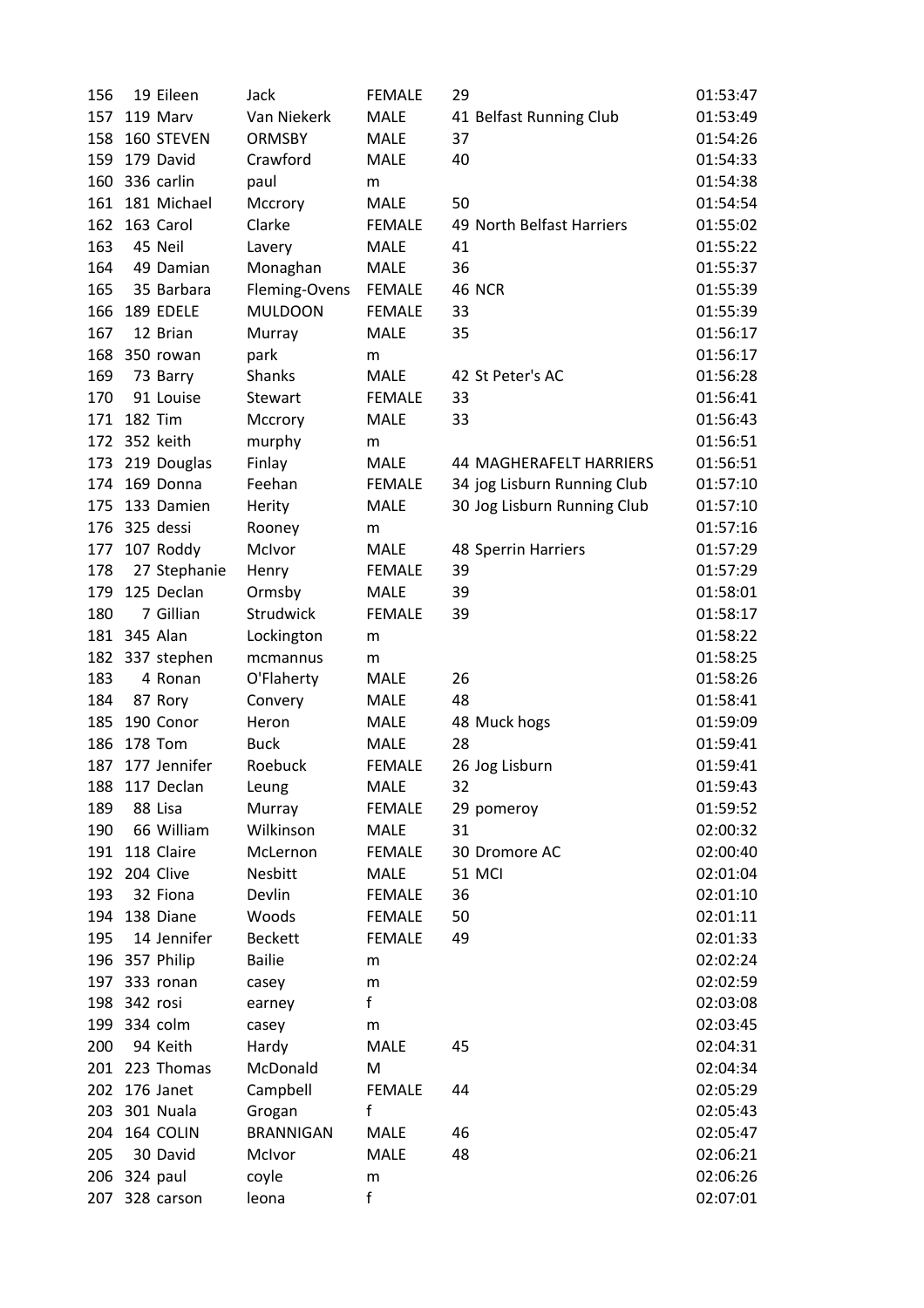| | | | | | | | |
|---|---|---|---|---|---|---|---|
| 156 | 19 | Eileen | Jack | FEMALE | 29 | | 01:53:47 |
| 157 | 119 | Marv | Van Niekerk | MALE | 41 | Belfast Running Club | 01:53:49 |
| 158 | 160 | STEVEN | ORMSBY | MALE | 37 | | 01:54:26 |
| 159 | 179 | David | Crawford | MALE | 40 | | 01:54:33 |
| 160 | 336 | carlin | paul | m | | | 01:54:38 |
| 161 | 181 | Michael | Mccrory | MALE | 50 | | 01:54:54 |
| 162 | 163 | Carol | Clarke | FEMALE | 49 | North Belfast Harriers | 01:55:02 |
| 163 | 45 | Neil | Lavery | MALE | 41 | | 01:55:22 |
| 164 | 49 | Damian | Monaghan | MALE | 36 | | 01:55:37 |
| 165 | 35 | Barbara | Fleming-Ovens | FEMALE | 46 | NCR | 01:55:39 |
| 166 | 189 | EDELE | MULDOON | FEMALE | 33 | | 01:55:39 |
| 167 | 12 | Brian | Murray | MALE | 35 | | 01:56:17 |
| 168 | 350 | rowan | park | m | | | 01:56:17 |
| 169 | 73 | Barry | Shanks | MALE | 42 | St Peter's AC | 01:56:28 |
| 170 | 91 | Louise | Stewart | FEMALE | 33 | | 01:56:41 |
| 171 | 182 | Tim | Mccrory | MALE | 33 | | 01:56:43 |
| 172 | 352 | keith | murphy | m | | | 01:56:51 |
| 173 | 219 | Douglas | Finlay | MALE | 44 | MAGHERAFELT HARRIERS | 01:56:51 |
| 174 | 169 | Donna | Feehan | FEMALE | 34 | jog Lisburn Running Club | 01:57:10 |
| 175 | 133 | Damien | Herity | MALE | 30 | Jog Lisburn Running Club | 01:57:10 |
| 176 | 325 | dessi | Rooney | m | | | 01:57:16 |
| 177 | 107 | Roddy | McIvor | MALE | 48 | Sperrin Harriers | 01:57:29 |
| 178 | 27 | Stephanie | Henry | FEMALE | 39 | | 01:57:29 |
| 179 | 125 | Declan | Ormsby | MALE | 39 | | 01:58:01 |
| 180 | 7 | Gillian | Strudwick | FEMALE | 39 | | 01:58:17 |
| 181 | 345 | Alan | Lockington | m | | | 01:58:22 |
| 182 | 337 | stephen | mcmannus | m | | | 01:58:25 |
| 183 | 4 | Ronan | O'Flaherty | MALE | 26 | | 01:58:26 |
| 184 | 87 | Rory | Convery | MALE | 48 | | 01:58:41 |
| 185 | 190 | Conor | Heron | MALE | 48 | Muck hogs | 01:59:09 |
| 186 | 178 | Tom | Buck | MALE | 28 | | 01:59:41 |
| 187 | 177 | Jennifer | Roebuck | FEMALE | 26 | Jog Lisburn | 01:59:41 |
| 188 | 117 | Declan | Leung | MALE | 32 | | 01:59:43 |
| 189 | 88 | Lisa | Murray | FEMALE | 29 | pomeroy | 01:59:52 |
| 190 | 66 | William | Wilkinson | MALE | 31 | | 02:00:32 |
| 191 | 118 | Claire | McLernon | FEMALE | 30 | Dromore AC | 02:00:40 |
| 192 | 204 | Clive | Nesbitt | MALE | 51 | MCI | 02:01:04 |
| 193 | 32 | Fiona | Devlin | FEMALE | 36 | | 02:01:10 |
| 194 | 138 | Diane | Woods | FEMALE | 50 | | 02:01:11 |
| 195 | 14 | Jennifer | Beckett | FEMALE | 49 | | 02:01:33 |
| 196 | 357 | Philip | Bailie | m | | | 02:02:24 |
| 197 | 333 | ronan | casey | m | | | 02:02:59 |
| 198 | 342 | rosi | earney | f | | | 02:03:08 |
| 199 | 334 | colm | casey | m | | | 02:03:45 |
| 200 | 94 | Keith | Hardy | MALE | 45 | | 02:04:31 |
| 201 | 223 | Thomas | McDonald | M | | | 02:04:34 |
| 202 | 176 | Janet | Campbell | FEMALE | 44 | | 02:05:29 |
| 203 | 301 | Nuala | Grogan | f | | | 02:05:43 |
| 204 | 164 | COLIN | BRANNIGAN | MALE | 46 | | 02:05:47 |
| 205 | 30 | David | McIvor | MALE | 48 | | 02:06:21 |
| 206 | 324 | paul | coyle | m | | | 02:06:26 |
| 207 | 328 | carson | leona | f | | | 02:07:01 |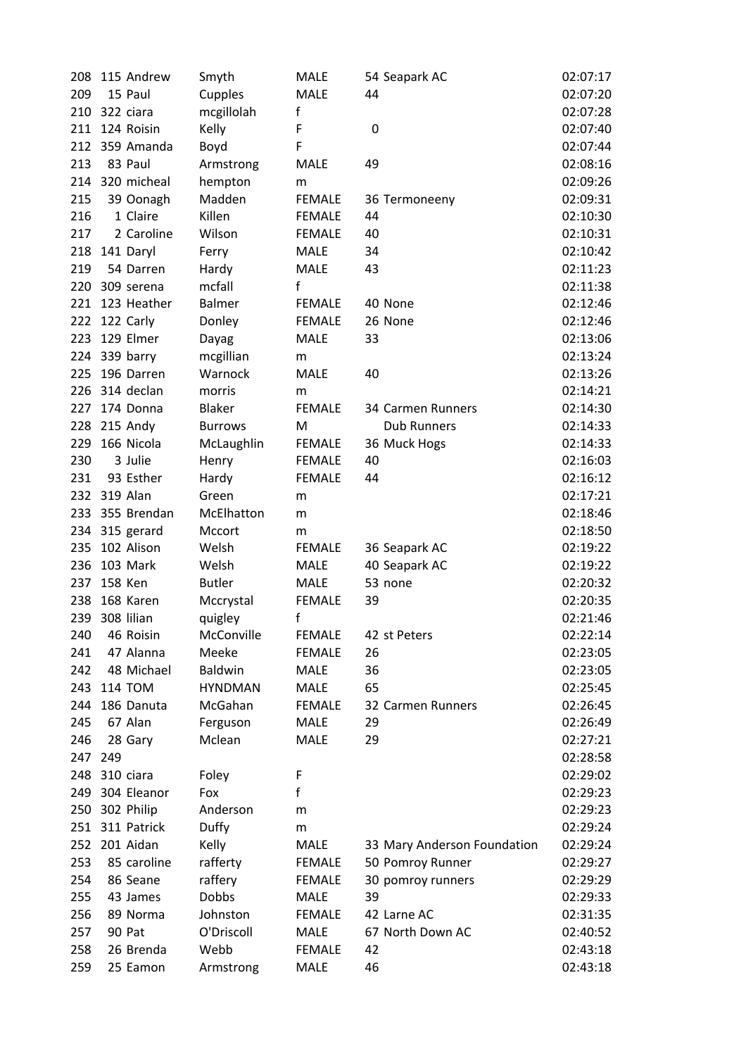| | | | | | | | |
|---|---|---|---|---|---|---|---|
| 208 | 115 | Andrew | Smyth | MALE | 54 | Seapark AC | 02:07:17 |
| 209 | 15 | Paul | Cupples | MALE | 44 | | 02:07:20 |
| 210 | 322 | ciara | mcgillolah | f | | | 02:07:28 |
| 211 | 124 | Roisin | Kelly | F | 0 | | 02:07:40 |
| 212 | 359 | Amanda | Boyd | F | | | 02:07:44 |
| 213 | 83 | Paul | Armstrong | MALE | 49 | | 02:08:16 |
| 214 | 320 | micheal | hempton | m | | | 02:09:26 |
| 215 | 39 | Oonagh | Madden | FEMALE | 36 | Termoneeny | 02:09:31 |
| 216 | 1 | Claire | Killen | FEMALE | 44 | | 02:10:30 |
| 217 | 2 | Caroline | Wilson | FEMALE | 40 | | 02:10:31 |
| 218 | 141 | Daryl | Ferry | MALE | 34 | | 02:10:42 |
| 219 | 54 | Darren | Hardy | MALE | 43 | | 02:11:23 |
| 220 | 309 | serena | mcfall | f | | | 02:11:38 |
| 221 | 123 | Heather | Balmer | FEMALE | 40 | None | 02:12:46 |
| 222 | 122 | Carly | Donley | FEMALE | 26 | None | 02:12:46 |
| 223 | 129 | Elmer | Dayag | MALE | 33 | | 02:13:06 |
| 224 | 339 | barry | mcgillian | m | | | 02:13:24 |
| 225 | 196 | Darren | Warnock | MALE | 40 | | 02:13:26 |
| 226 | 314 | declan | morris | m | | | 02:14:21 |
| 227 | 174 | Donna | Blaker | FEMALE | 34 | Carmen Runners | 02:14:30 |
| 228 | 215 | Andy | Burrows | M | | Dub Runners | 02:14:33 |
| 229 | 166 | Nicola | McLaughlin | FEMALE | 36 | Muck Hogs | 02:14:33 |
| 230 | 3 | Julie | Henry | FEMALE | 40 | | 02:16:03 |
| 231 | 93 | Esther | Hardy | FEMALE | 44 | | 02:16:12 |
| 232 | 319 | Alan | Green | m | | | 02:17:21 |
| 233 | 355 | Brendan | McElhatton | m | | | 02:18:46 |
| 234 | 315 | gerard | Mccort | m | | | 02:18:50 |
| 235 | 102 | Alison | Welsh | FEMALE | 36 | Seapark AC | 02:19:22 |
| 236 | 103 | Mark | Welsh | MALE | 40 | Seapark AC | 02:19:22 |
| 237 | 158 | Ken | Butler | MALE | 53 | none | 02:20:32 |
| 238 | 168 | Karen | Mccrystal | FEMALE | 39 | | 02:20:35 |
| 239 | 308 | lilian | quigley | f | | | 02:21:46 |
| 240 | 46 | Roisin | McConville | FEMALE | 42 | st Peters | 02:22:14 |
| 241 | 47 | Alanna | Meeke | FEMALE | 26 | | 02:23:05 |
| 242 | 48 | Michael | Baldwin | MALE | 36 | | 02:23:05 |
| 243 | 114 | TOM | HYNDMAN | MALE | 65 | | 02:25:45 |
| 244 | 186 | Danuta | McGahan | FEMALE | 32 | Carmen Runners | 02:26:45 |
| 245 | 67 | Alan | Ferguson | MALE | 29 | | 02:26:49 |
| 246 | 28 | Gary | Mclean | MALE | 29 | | 02:27:21 |
| 247 | 249 | | | | | | 02:28:58 |
| 248 | 310 | ciara | Foley | F | | | 02:29:02 |
| 249 | 304 | Eleanor | Fox | f | | | 02:29:23 |
| 250 | 302 | Philip | Anderson | m | | | 02:29:23 |
| 251 | 311 | Patrick | Duffy | m | | | 02:29:24 |
| 252 | 201 | Aidan | Kelly | MALE | 33 | Mary Anderson Foundation | 02:29:24 |
| 253 | 85 | caroline | rafferty | FEMALE | 50 | Pomroy Runner | 02:29:27 |
| 254 | 86 | Seane | raffery | FEMALE | 30 | pomroy runners | 02:29:29 |
| 255 | 43 | James | Dobbs | MALE | 39 | | 02:29:33 |
| 256 | 89 | Norma | Johnston | FEMALE | 42 | Larne AC | 02:31:35 |
| 257 | 90 | Pat | O'Driscoll | MALE | 67 | North Down AC | 02:40:52 |
| 258 | 26 | Brenda | Webb | FEMALE | 42 | | 02:43:18 |
| 259 | 25 | Eamon | Armstrong | MALE | 46 | | 02:43:18 |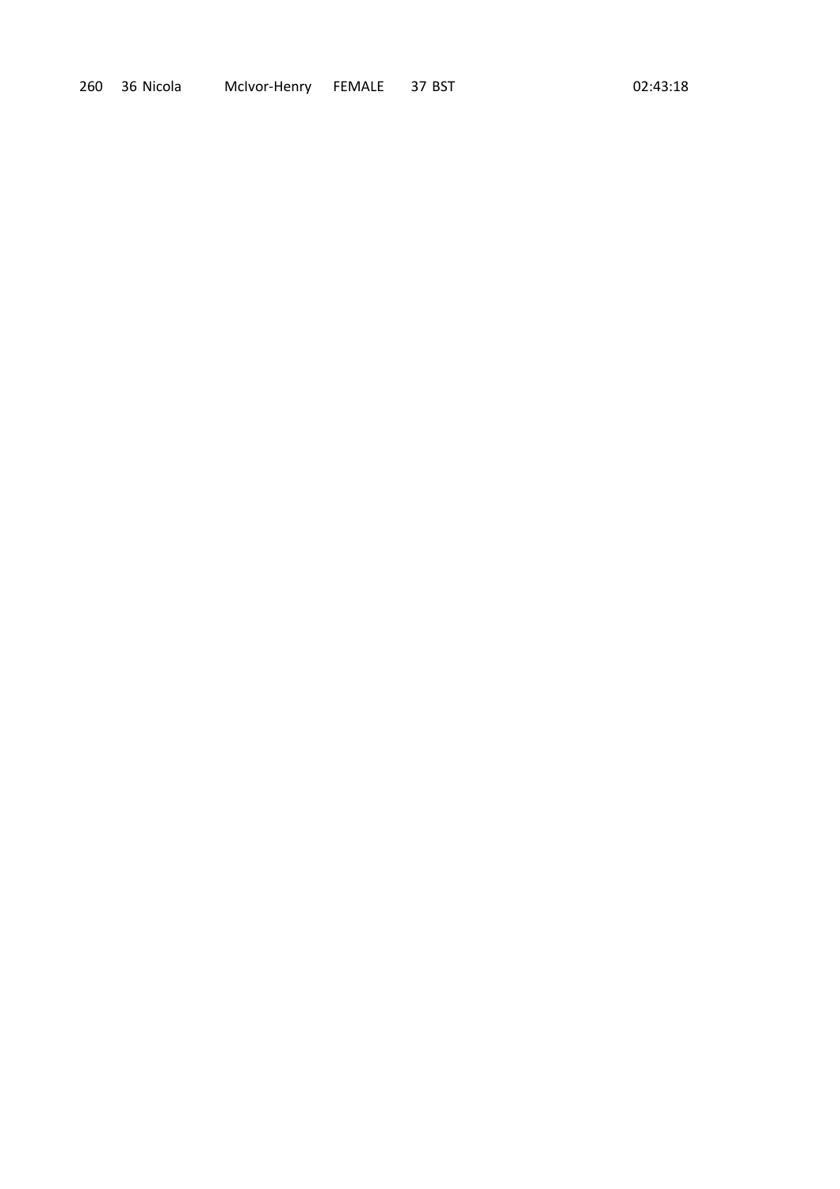| | | | | | | | |
|---|---|---|---|---|---|---|---|
| 260 | 36 | Nicola | McIvor-Henry | FEMALE | 37 | BST | 02:43:18 |